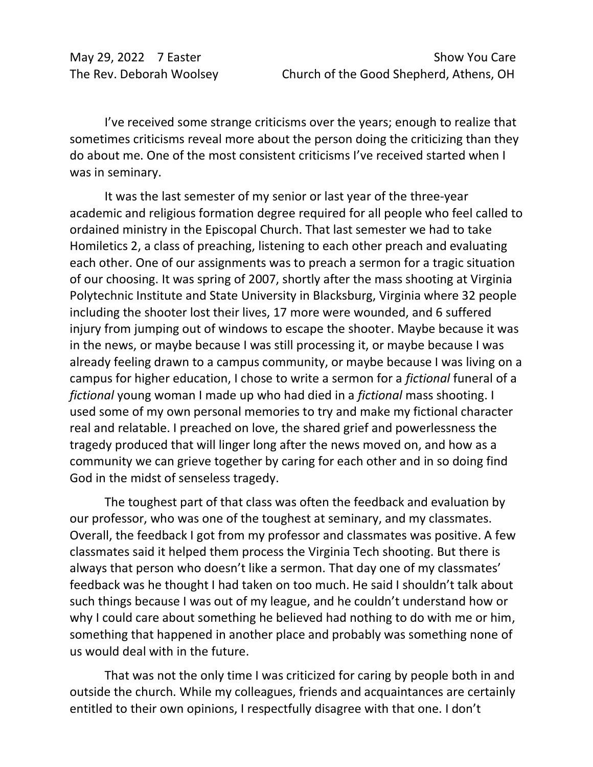May 29, 2022    7 Easter    Show You Care

The Rev. Deborah Woolsey    Church of the Good Shepherd, Athens, OH

I've received some strange criticisms over the years; enough to realize that sometimes criticisms reveal more about the person doing the criticizing than they do about me. One of the most consistent criticisms I've received started when I was in seminary.

It was the last semester of my senior or last year of the three-year academic and religious formation degree required for all people who feel called to ordained ministry in the Episcopal Church. That last semester we had to take Homiletics 2, a class of preaching, listening to each other preach and evaluating each other. One of our assignments was to preach a sermon for a tragic situation of our choosing. It was spring of 2007, shortly after the mass shooting at Virginia Polytechnic Institute and State University in Blacksburg, Virginia where 32 people including the shooter lost their lives, 17 more were wounded, and 6 suffered injury from jumping out of windows to escape the shooter. Maybe because it was in the news, or maybe because I was still processing it, or maybe because I was already feeling drawn to a campus community, or maybe because I was living on a campus for higher education, I chose to write a sermon for a *fictional* funeral of a *fictional* young woman I made up who had died in a *fictional* mass shooting. I used some of my own personal memories to try and make my fictional character real and relatable. I preached on love, the shared grief and powerlessness the tragedy produced that will linger long after the news moved on, and how as a community we can grieve together by caring for each other and in so doing find God in the midst of senseless tragedy.

The toughest part of that class was often the feedback and evaluation by our professor, who was one of the toughest at seminary, and my classmates. Overall, the feedback I got from my professor and classmates was positive. A few classmates said it helped them process the Virginia Tech shooting. But there is always that person who doesn't like a sermon. That day one of my classmates' feedback was he thought I had taken on too much. He said I shouldn't talk about such things because I was out of my league, and he couldn't understand how or why I could care about something he believed had nothing to do with me or him, something that happened in another place and probably was something none of us would deal with in the future.

That was not the only time I was criticized for caring by people both in and outside the church. While my colleagues, friends and acquaintances are certainly entitled to their own opinions, I respectfully disagree with that one. I don't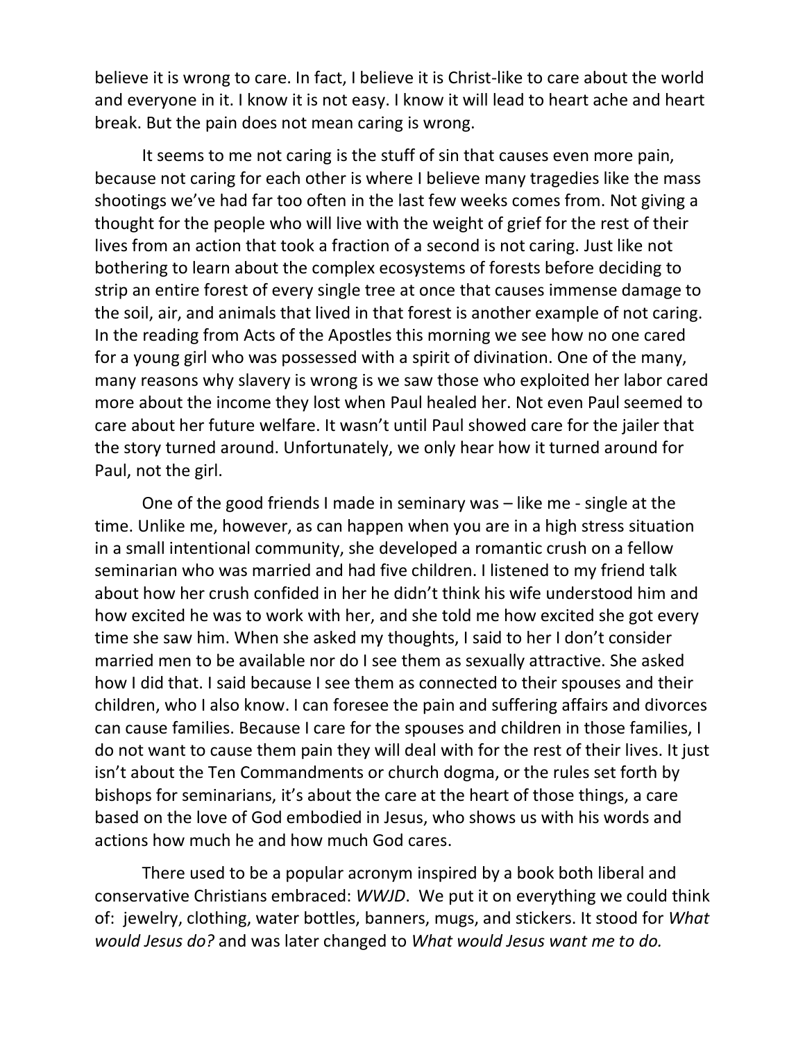believe it is wrong to care. In fact, I believe it is Christ-like to care about the world and everyone in it. I know it is not easy. I know it will lead to heart ache and heart break. But the pain does not mean caring is wrong.

It seems to me not caring is the stuff of sin that causes even more pain, because not caring for each other is where I believe many tragedies like the mass shootings we've had far too often in the last few weeks comes from. Not giving a thought for the people who will live with the weight of grief for the rest of their lives from an action that took a fraction of a second is not caring. Just like not bothering to learn about the complex ecosystems of forests before deciding to strip an entire forest of every single tree at once that causes immense damage to the soil, air, and animals that lived in that forest is another example of not caring. In the reading from Acts of the Apostles this morning we see how no one cared for a young girl who was possessed with a spirit of divination. One of the many, many reasons why slavery is wrong is we saw those who exploited her labor cared more about the income they lost when Paul healed her. Not even Paul seemed to care about her future welfare. It wasn't until Paul showed care for the jailer that the story turned around. Unfortunately, we only hear how it turned around for Paul, not the girl.

One of the good friends I made in seminary was – like me - single at the time. Unlike me, however, as can happen when you are in a high stress situation in a small intentional community, she developed a romantic crush on a fellow seminarian who was married and had five children. I listened to my friend talk about how her crush confided in her he didn't think his wife understood him and how excited he was to work with her, and she told me how excited she got every time she saw him. When she asked my thoughts, I said to her I don't consider married men to be available nor do I see them as sexually attractive. She asked how I did that. I said because I see them as connected to their spouses and their children, who I also know. I can foresee the pain and suffering affairs and divorces can cause families. Because I care for the spouses and children in those families, I do not want to cause them pain they will deal with for the rest of their lives. It just isn't about the Ten Commandments or church dogma, or the rules set forth by bishops for seminarians, it's about the care at the heart of those things, a care based on the love of God embodied in Jesus, who shows us with his words and actions how much he and how much God cares.

There used to be a popular acronym inspired by a book both liberal and conservative Christians embraced: *WWJD*. We put it on everything we could think of: jewelry, clothing, water bottles, banners, mugs, and stickers. It stood for *What would Jesus do?* and was later changed to *What would Jesus want me to do.*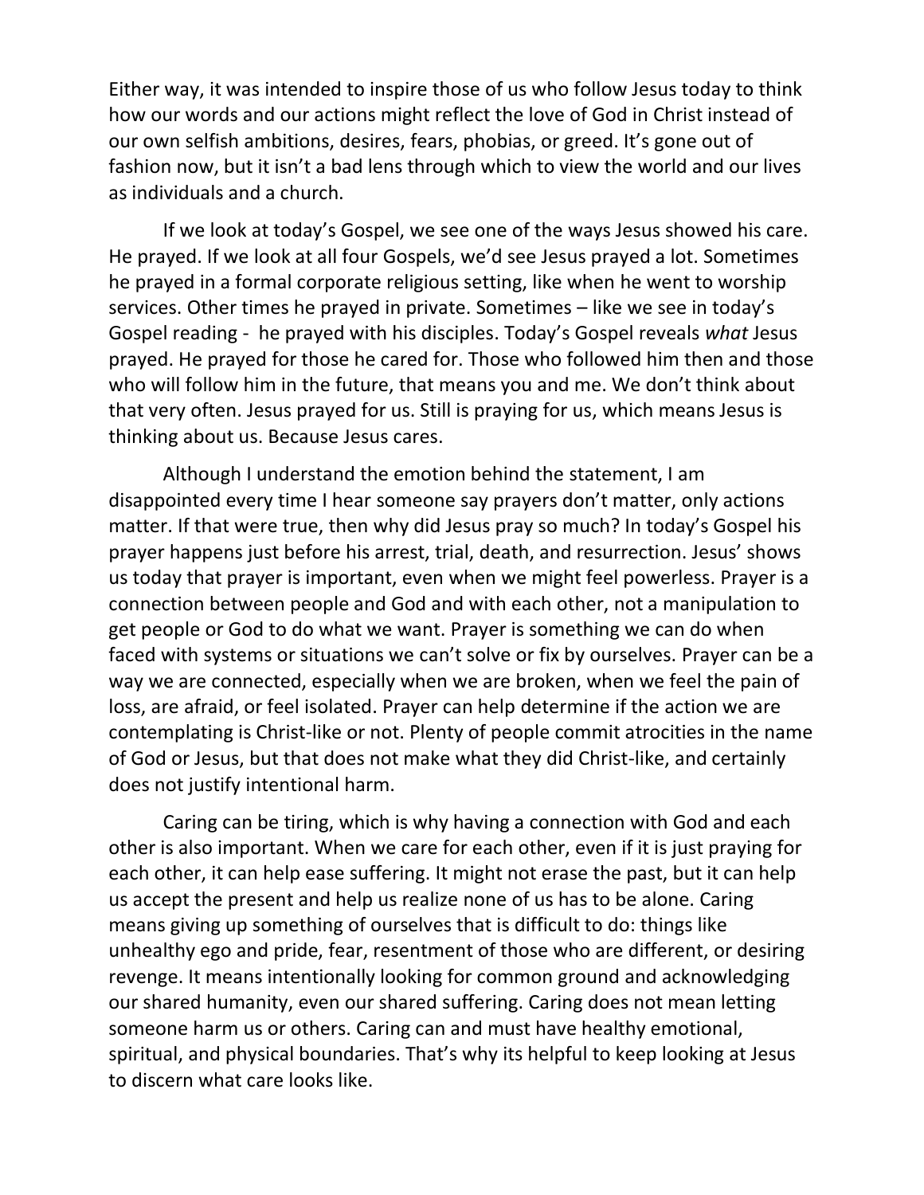Either way, it was intended to inspire those of us who follow Jesus today to think how our words and our actions might reflect the love of God in Christ instead of our own selfish ambitions, desires, fears, phobias, or greed. It's gone out of fashion now, but it isn't a bad lens through which to view the world and our lives as individuals and a church.

If we look at today's Gospel, we see one of the ways Jesus showed his care. He prayed. If we look at all four Gospels, we'd see Jesus prayed a lot. Sometimes he prayed in a formal corporate religious setting, like when he went to worship services. Other times he prayed in private. Sometimes – like we see in today's Gospel reading - he prayed with his disciples. Today's Gospel reveals *what* Jesus prayed. He prayed for those he cared for. Those who followed him then and those who will follow him in the future, that means you and me. We don't think about that very often. Jesus prayed for us. Still is praying for us, which means Jesus is thinking about us. Because Jesus cares.

Although I understand the emotion behind the statement, I am disappointed every time I hear someone say prayers don't matter, only actions matter. If that were true, then why did Jesus pray so much? In today's Gospel his prayer happens just before his arrest, trial, death, and resurrection. Jesus' shows us today that prayer is important, even when we might feel powerless. Prayer is a connection between people and God and with each other, not a manipulation to get people or God to do what we want. Prayer is something we can do when faced with systems or situations we can't solve or fix by ourselves. Prayer can be a way we are connected, especially when we are broken, when we feel the pain of loss, are afraid, or feel isolated. Prayer can help determine if the action we are contemplating is Christ-like or not. Plenty of people commit atrocities in the name of God or Jesus, but that does not make what they did Christ-like, and certainly does not justify intentional harm.

Caring can be tiring, which is why having a connection with God and each other is also important. When we care for each other, even if it is just praying for each other, it can help ease suffering. It might not erase the past, but it can help us accept the present and help us realize none of us has to be alone. Caring means giving up something of ourselves that is difficult to do: things like unhealthy ego and pride, fear, resentment of those who are different, or desiring revenge. It means intentionally looking for common ground and acknowledging our shared humanity, even our shared suffering. Caring does not mean letting someone harm us or others. Caring can and must have healthy emotional, spiritual, and physical boundaries. That's why its helpful to keep looking at Jesus to discern what care looks like.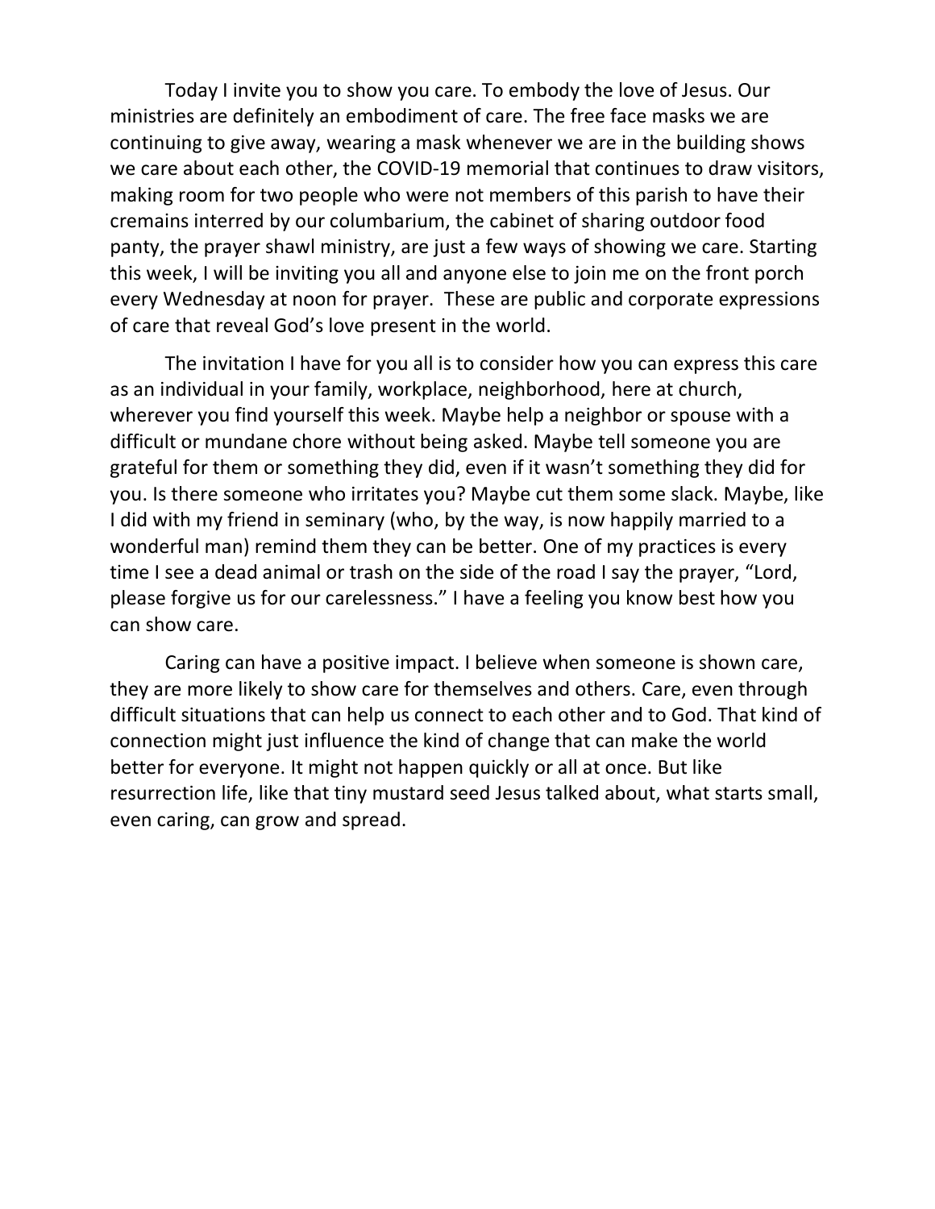Today I invite you to show you care. To embody the love of Jesus. Our ministries are definitely an embodiment of care. The free face masks we are continuing to give away, wearing a mask whenever we are in the building shows we care about each other, the COVID-19 memorial that continues to draw visitors, making room for two people who were not members of this parish to have their cremains interred by our columbarium, the cabinet of sharing outdoor food panty, the prayer shawl ministry, are just a few ways of showing we care. Starting this week, I will be inviting you all and anyone else to join me on the front porch every Wednesday at noon for prayer.  These are public and corporate expressions of care that reveal God's love present in the world.

The invitation I have for you all is to consider how you can express this care as an individual in your family, workplace, neighborhood, here at church, wherever you find yourself this week. Maybe help a neighbor or spouse with a difficult or mundane chore without being asked. Maybe tell someone you are grateful for them or something they did, even if it wasn't something they did for you. Is there someone who irritates you? Maybe cut them some slack. Maybe, like I did with my friend in seminary (who, by the way, is now happily married to a wonderful man) remind them they can be better. One of my practices is every time I see a dead animal or trash on the side of the road I say the prayer, "Lord, please forgive us for our carelessness." I have a feeling you know best how you can show care.

Caring can have a positive impact. I believe when someone is shown care, they are more likely to show care for themselves and others. Care, even through difficult situations that can help us connect to each other and to God. That kind of connection might just influence the kind of change that can make the world better for everyone. It might not happen quickly or all at once. But like resurrection life, like that tiny mustard seed Jesus talked about, what starts small, even caring, can grow and spread.